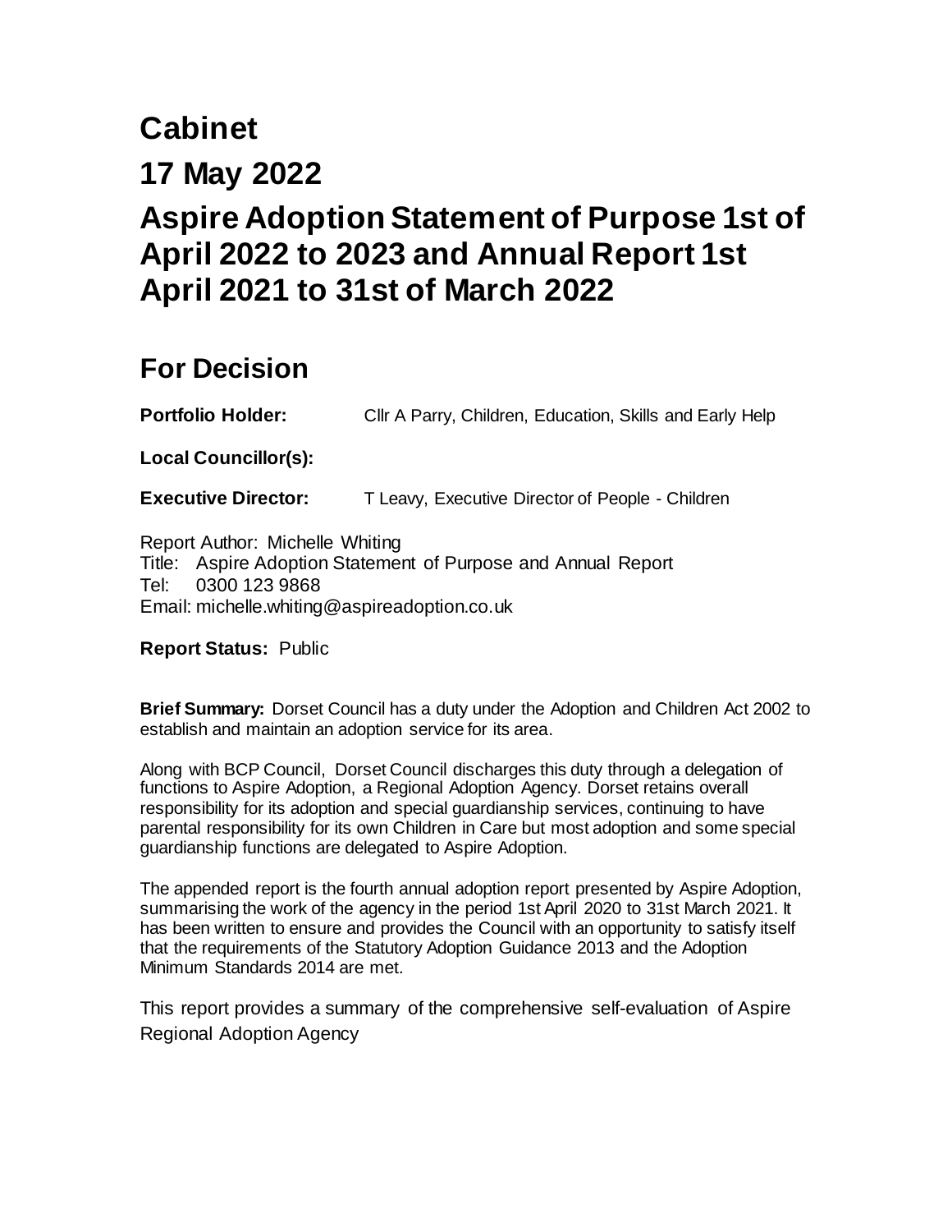# Cabinet

# 17 May 2022

# Aspire Adoption Statement of Purpose 1st of April 2022 to 2023 and Annual Report 1st April 2021 to 31st of March 2022

## For Decision

**Portfolio Holder:** Cllr A Parry, Children, Education, Skills and Early Help

**Local Councillor(s):**

**Executive Director:** T Leavy, Executive Director of People - Children

Report Author: Michelle Whiting
Title: Aspire Adoption Statement of Purpose and Annual Report
Tel: 0300 123 9868
Email: michelle.whiting@aspireadoption.co.uk

**Report Status:** Public

**Brief Summary:** Dorset Council has a duty under the Adoption and Children Act 2002 to establish and maintain an adoption service for its area.

Along with BCP Council, Dorset Council discharges this duty through a delegation of functions to Aspire Adoption, a Regional Adoption Agency. Dorset retains overall responsibility for its adoption and special guardianship services, continuing to have parental responsibility for its own Children in Care but most adoption and some special guardianship functions are delegated to Aspire Adoption.

The appended report is the fourth annual adoption report presented by Aspire Adoption, summarising the work of the agency in the period 1st April 2020 to 31st March 2021. It has been written to ensure and provides the Council with an opportunity to satisfy itself that the requirements of the Statutory Adoption Guidance 2013 and the Adoption Minimum Standards 2014 are met.

This report provides a summary of the comprehensive self-evaluation of Aspire Regional Adoption Agency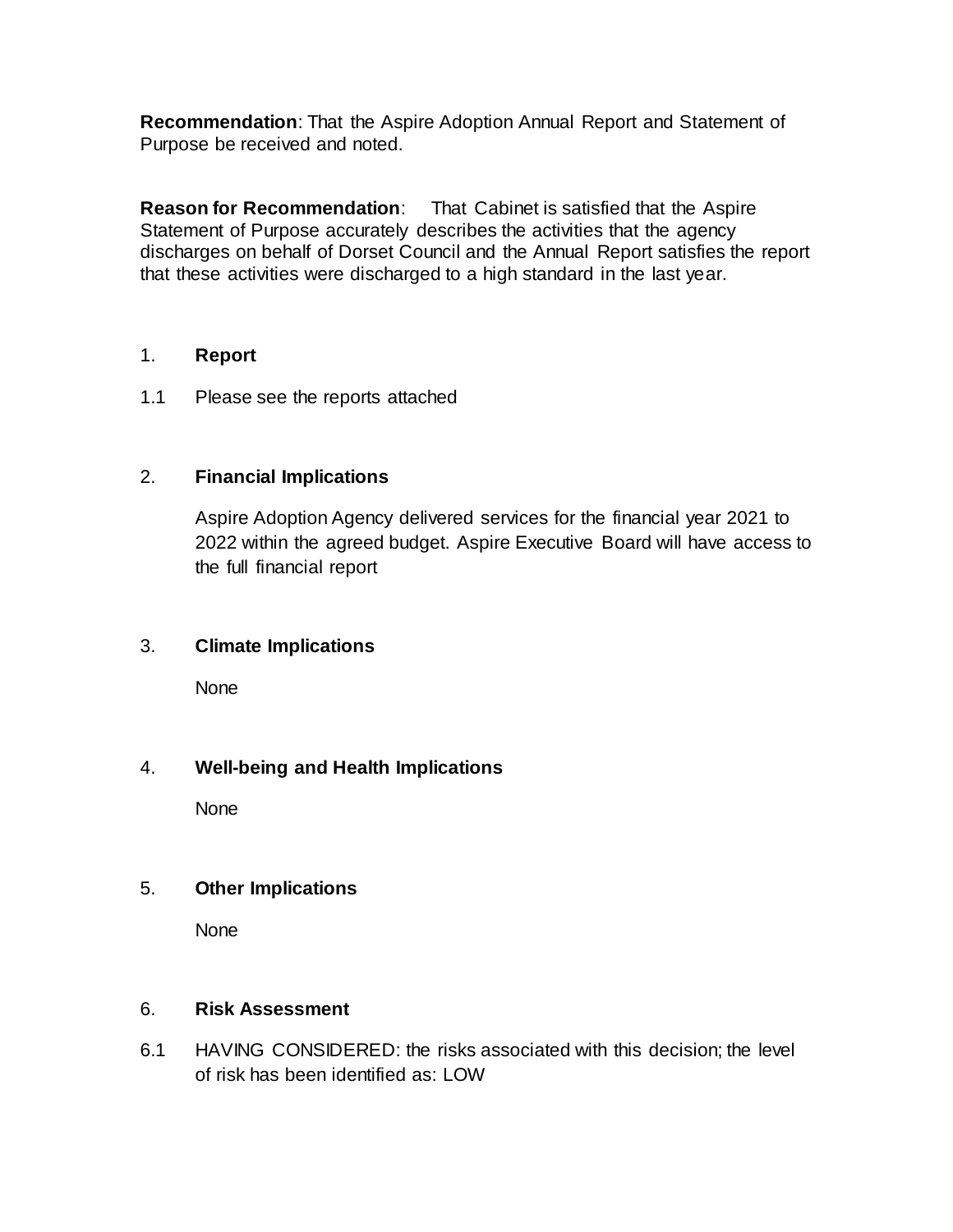**Recommendation**: That the Aspire Adoption Annual Report and Statement of Purpose be received and noted.

**Reason for Recommendation**: That Cabinet is satisfied that the Aspire Statement of Purpose accurately describes the activities that the agency discharges on behalf of Dorset Council and the Annual Report satisfies the report that these activities were discharged to a high standard in the last year.

## 1. Report

1.1 Please see the reports attached

## 2. Financial Implications

Aspire Adoption Agency delivered services for the financial year 2021 to 2022 within the agreed budget. Aspire Executive Board will have access to the full financial report

## 3. Climate Implications

None

## 4. Well-being and Health Implications

None

## 5. Other Implications

None

## 6. Risk Assessment

6.1 HAVING CONSIDERED: the risks associated with this decision; the level of risk has been identified as: LOW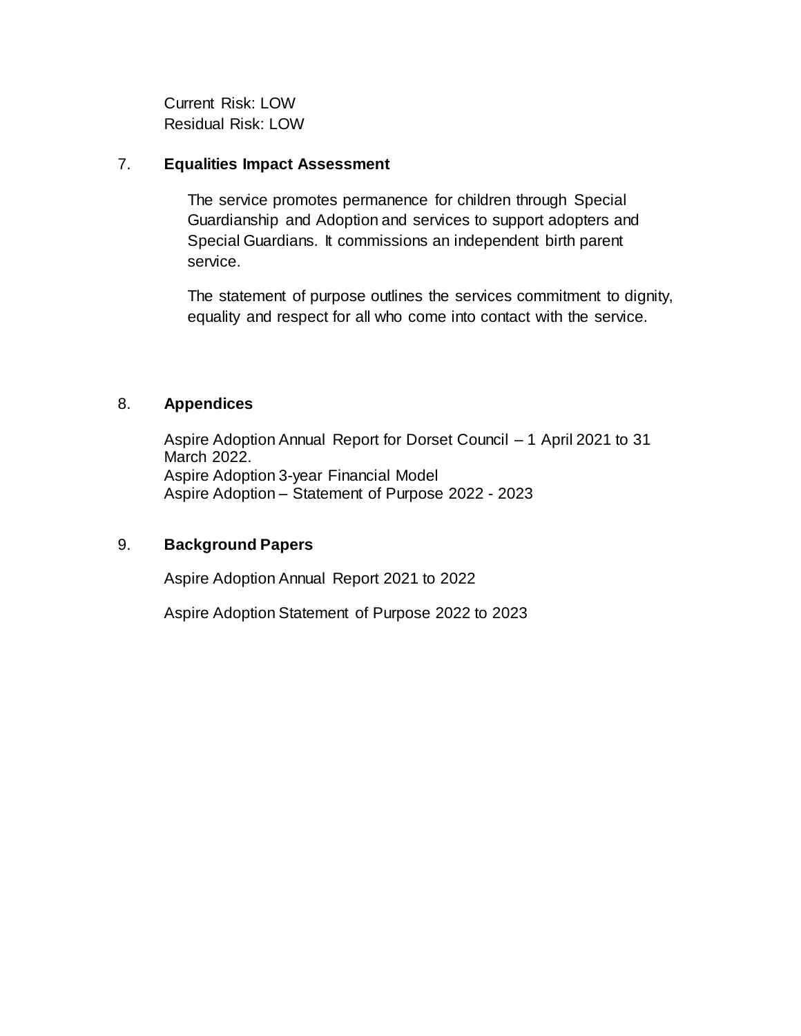Current Risk: LOW
Residual Risk: LOW

## 7. Equalities Impact Assessment

The service promotes permanence for children through Special Guardianship and Adoption and services to support adopters and Special Guardians. It commissions an independent birth parent service.

The statement of purpose outlines the services commitment to dignity, equality and respect for all who come into contact with the service.

## 8. Appendices

Aspire Adoption Annual Report for Dorset Council – 1 April 2021 to 31 March 2022.
Aspire Adoption 3-year Financial Model
Aspire Adoption – Statement of Purpose 2022 - 2023

## 9. Background Papers

Aspire Adoption Annual Report 2021 to 2022

Aspire Adoption Statement of Purpose 2022 to 2023